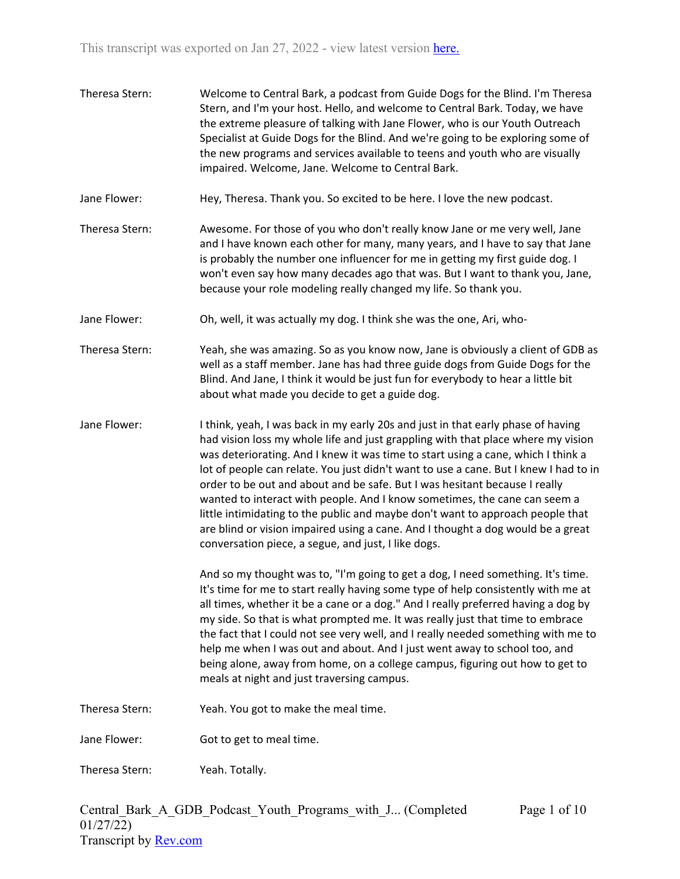This transcript was exported on Jan 27, 2022 - view latest version here.

Theresa Stern: Welcome to Central Bark, a podcast from Guide Dogs for the Blind. I'm Theresa Stern, and I'm your host. Hello, and welcome to Central Bark. Today, we have the extreme pleasure of talking with Jane Flower, who is our Youth Outreach Specialist at Guide Dogs for the Blind. And we're going to be exploring some of the new programs and services available to teens and youth who are visually impaired. Welcome, Jane. Welcome to Central Bark.

Jane Flower: Hey, Theresa. Thank you. So excited to be here. I love the new podcast.

Theresa Stern: Awesome. For those of you who don't really know Jane or me very well, Jane and I have known each other for many, many years, and I have to say that Jane is probably the number one influencer for me in getting my first guide dog. I won't even say how many decades ago that was. But I want to thank you, Jane, because your role modeling really changed my life. So thank you.

Jane Flower: Oh, well, it was actually my dog. I think she was the one, Ari, who-

Theresa Stern: Yeah, she was amazing. So as you know now, Jane is obviously a client of GDB as well as a staff member. Jane has had three guide dogs from Guide Dogs for the Blind. And Jane, I think it would be just fun for everybody to hear a little bit about what made you decide to get a guide dog.

Jane Flower: I think, yeah, I was back in my early 20s and just in that early phase of having had vision loss my whole life and just grappling with that place where my vision was deteriorating. And I knew it was time to start using a cane, which I think a lot of people can relate. You just didn't want to use a cane. But I knew I had to in order to be out and about and be safe. But I was hesitant because I really wanted to interact with people. And I know sometimes, the cane can seem a little intimidating to the public and maybe don't want to approach people that are blind or vision impaired using a cane. And I thought a dog would be a great conversation piece, a segue, and just, I like dogs.

And so my thought was to, "I'm going to get a dog, I need something. It's time. It's time for me to start really having some type of help consistently with me at all times, whether it be a cane or a dog." And I really preferred having a dog by my side. So that is what prompted me. It was really just that time to embrace the fact that I could not see very well, and I really needed something with me to help me when I was out and about. And I just went away to school too, and being alone, away from home, on a college campus, figuring out how to get to meals at night and just traversing campus.

Theresa Stern: Yeah. You got to make the meal time.

Jane Flower: Got to get to meal time.

Theresa Stern: Yeah. Totally.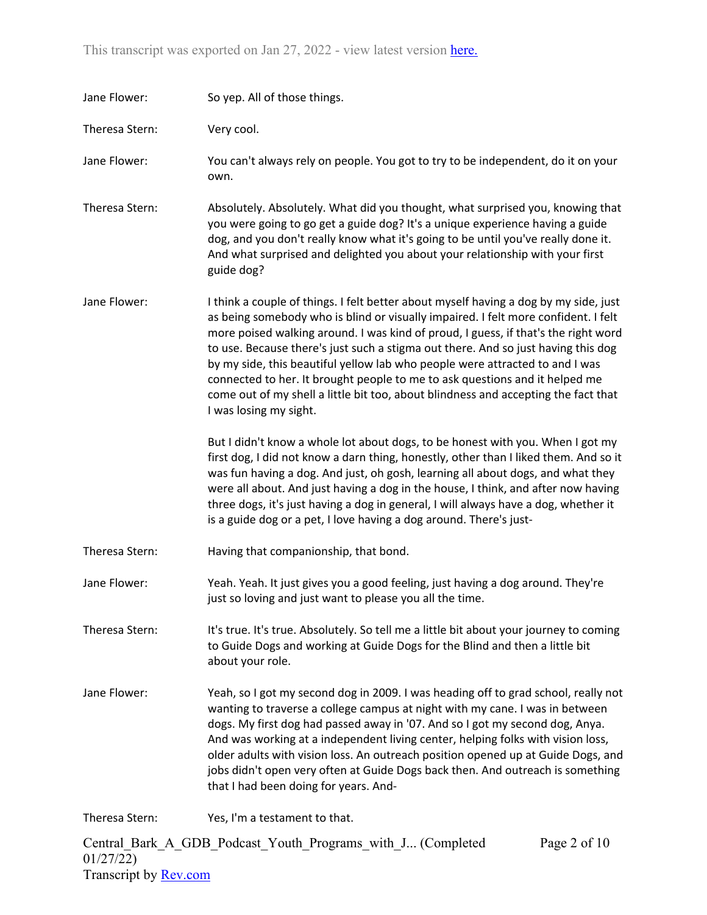Jane Flower: So yep. All of those things.

Theresa Stern: Very cool.

Jane Flower: You can't always rely on people. You got to try to be independent, do it on your own.

Theresa Stern: Absolutely. Absolutely. What did you thought, what surprised you, knowing that you were going to go get a guide dog? It's a unique experience having a guide dog, and you don't really know what it's going to be until you've really done it. And what surprised and delighted you about your relationship with your first guide dog?

Jane Flower: I think a couple of things. I felt better about myself having a dog by my side, just as being somebody who is blind or visually impaired. I felt more confident. I felt more poised walking around. I was kind of proud, I guess, if that's the right word to use. Because there's just such a stigma out there. And so just having this dog by my side, this beautiful yellow lab who people were attracted to and I was connected to her. It brought people to me to ask questions and it helped me come out of my shell a little bit too, about blindness and accepting the fact that I was losing my sight.

But I didn't know a whole lot about dogs, to be honest with you. When I got my first dog, I did not know a darn thing, honestly, other than I liked them. And so it was fun having a dog. And just, oh gosh, learning all about dogs, and what they were all about. And just having a dog in the house, I think, and after now having three dogs, it's just having a dog in general, I will always have a dog, whether it is a guide dog or a pet, I love having a dog around. There's just-

Theresa Stern: Having that companionship, that bond.

Jane Flower: Yeah. Yeah. It just gives you a good feeling, just having a dog around. They're just so loving and just want to please you all the time.

Theresa Stern: It's true. It's true. Absolutely. So tell me a little bit about your journey to coming to Guide Dogs and working at Guide Dogs for the Blind and then a little bit about your role.

Jane Flower: Yeah, so I got my second dog in 2009. I was heading off to grad school, really not wanting to traverse a college campus at night with my cane. I was in between dogs. My first dog had passed away in '07. And so I got my second dog, Anya. And was working at a independent living center, helping folks with vision loss, older adults with vision loss. An outreach position opened up at Guide Dogs, and jobs didn't open very often at Guide Dogs back then. And outreach is something that I had been doing for years. And-

Theresa Stern: Yes, I'm a testament to that.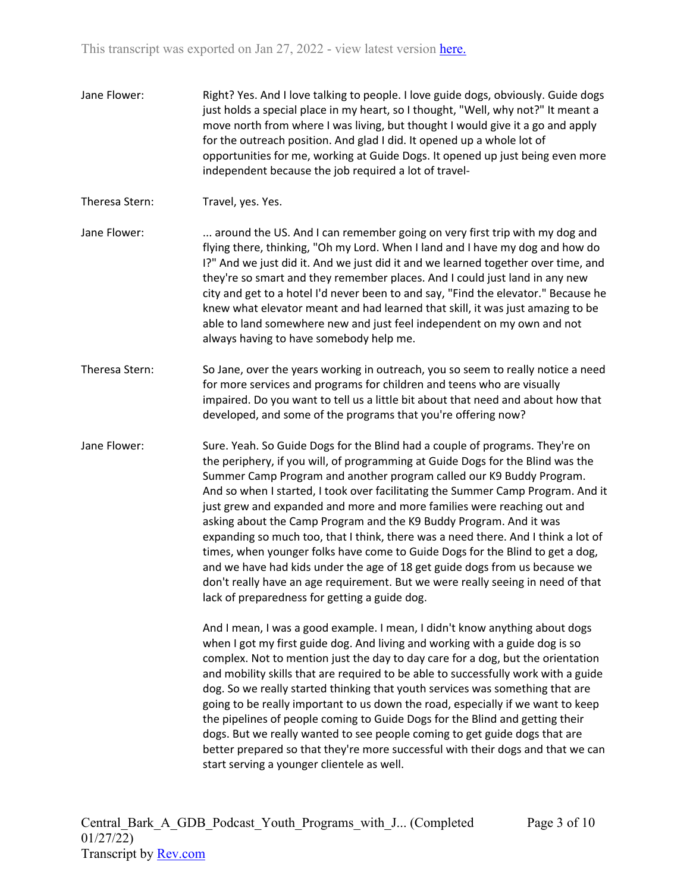Jane Flower: Right? Yes. And I love talking to people. I love guide dogs, obviously. Guide dogs just holds a special place in my heart, so I thought, "Well, why not?" It meant a move north from where I was living, but thought I would give it a go and apply for the outreach position. And glad I did. It opened up a whole lot of opportunities for me, working at Guide Dogs. It opened up just being even more independent because the job required a lot of travel-

Theresa Stern: Travel, yes. Yes.

Jane Flower: ... around the US. And I can remember going on very first trip with my dog and flying there, thinking, "Oh my Lord. When I land and I have my dog and how do I?" And we just did it. And we just did it and we learned together over time, and they're so smart and they remember places. And I could just land in any new city and get to a hotel I'd never been to and say, "Find the elevator." Because he knew what elevator meant and had learned that skill, it was just amazing to be able to land somewhere new and just feel independent on my own and not always having to have somebody help me.

Theresa Stern: So Jane, over the years working in outreach, you so seem to really notice a need for more services and programs for children and teens who are visually impaired. Do you want to tell us a little bit about that need and about how that developed, and some of the programs that you're offering now?

Jane Flower: Sure. Yeah. So Guide Dogs for the Blind had a couple of programs. They're on the periphery, if you will, of programming at Guide Dogs for the Blind was the Summer Camp Program and another program called our K9 Buddy Program. And so when I started, I took over facilitating the Summer Camp Program. And it just grew and expanded and more and more families were reaching out and asking about the Camp Program and the K9 Buddy Program. And it was expanding so much too, that I think, there was a need there. And I think a lot of times, when younger folks have come to Guide Dogs for the Blind to get a dog, and we have had kids under the age of 18 get guide dogs from us because we don't really have an age requirement. But we were really seeing in need of that lack of preparedness for getting a guide dog.

And I mean, I was a good example. I mean, I didn't know anything about dogs when I got my first guide dog. And living and working with a guide dog is so complex. Not to mention just the day to day care for a dog, but the orientation and mobility skills that are required to be able to successfully work with a guide dog. So we really started thinking that youth services was something that are going to be really important to us down the road, especially if we want to keep the pipelines of people coming to Guide Dogs for the Blind and getting their dogs. But we really wanted to see people coming to get guide dogs that are better prepared so that they're more successful with their dogs and that we can start serving a younger clientele as well.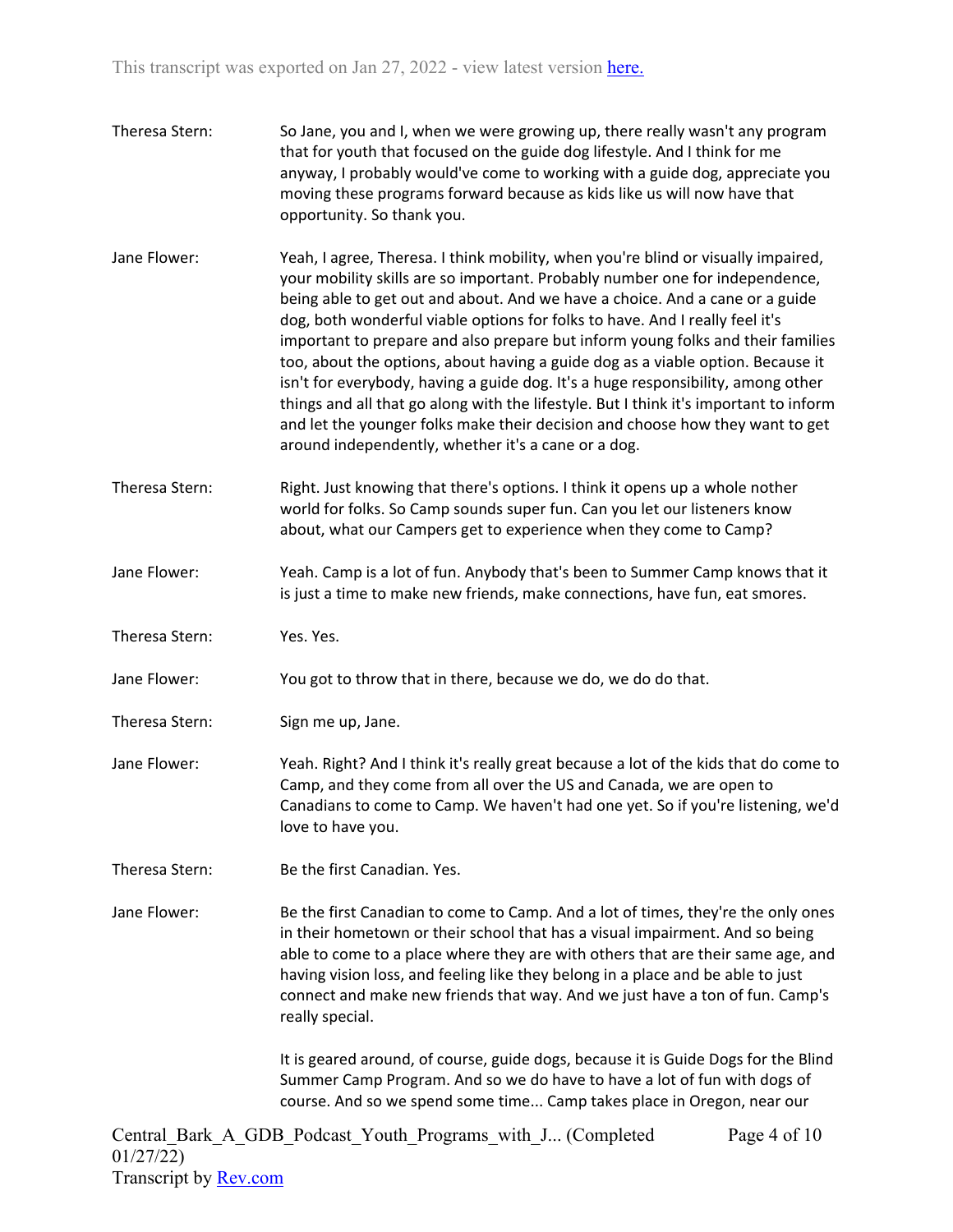**Theresa Stern:** So Jane, you and I, when we were growing up, there really wasn't any program that for youth that focused on the guide dog lifestyle. And I think for me anyway, I probably would've come to working with a guide dog, appreciate you moving these programs forward because as kids like us will now have that opportunity. So thank you.

**Jane Flower:** Yeah, I agree, Theresa. I think mobility, when you're blind or visually impaired, your mobility skills are so important. Probably number one for independence, being able to get out and about. And we have a choice. And a cane or a guide dog, both wonderful viable options for folks to have. And I really feel it's important to prepare and also prepare but inform young folks and their families too, about the options, about having a guide dog as a viable option. Because it isn't for everybody, having a guide dog. It's a huge responsibility, among other things and all that go along with the lifestyle. But I think it's important to inform and let the younger folks make their decision and choose how they want to get around independently, whether it's a cane or a dog.

**Theresa Stern:** Right. Just knowing that there's options. I think it opens up a whole nother world for folks. So Camp sounds super fun. Can you let our listeners know about, what our Campers get to experience when they come to Camp?

**Jane Flower:** Yeah. Camp is a lot of fun. Anybody that's been to Summer Camp knows that it is just a time to make new friends, make connections, have fun, eat smores.

**Theresa Stern:** Yes. Yes.

**Jane Flower:** You got to throw that in there, because we do, we do do that.

**Theresa Stern:** Sign me up, Jane.

**Jane Flower:** Yeah. Right? And I think it's really great because a lot of the kids that do come to Camp, and they come from all over the US and Canada, we are open to Canadians to come to Camp. We haven't had one yet. So if you're listening, we'd love to have you.

**Theresa Stern:** Be the first Canadian. Yes.

**Jane Flower:** Be the first Canadian to come to Camp. And a lot of times, they're the only ones in their hometown or their school that has a visual impairment. And so being able to come to a place where they are with others that are their same age, and having vision loss, and feeling like they belong in a place and be able to just connect and make new friends that way. And we just have a ton of fun. Camp's really special.

It is geared around, of course, guide dogs, because it is Guide Dogs for the Blind Summer Camp Program. And so we do have to have a lot of fun with dogs of course. And so we spend some time... Camp takes place in Oregon, near our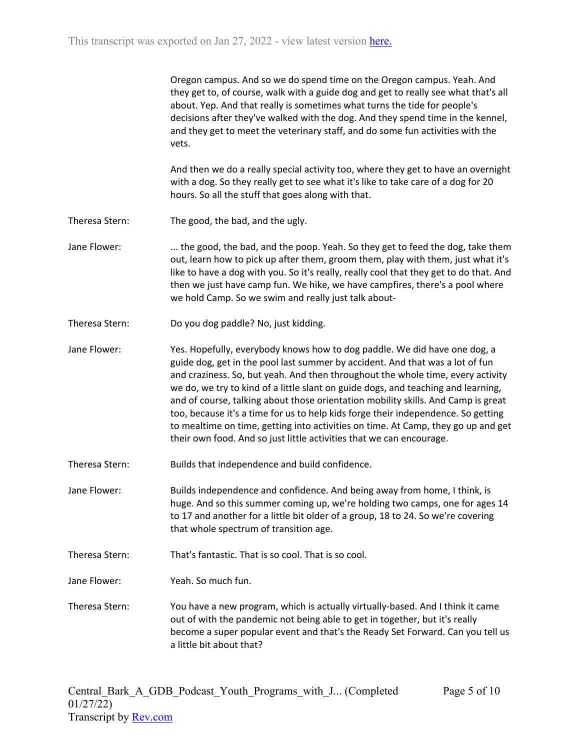Oregon campus. And so we do spend time on the Oregon campus. Yeah. And they get to, of course, walk with a guide dog and get to really see what that's all about. Yep. And that really is sometimes what turns the tide for people's decisions after they've walked with the dog. And they spend time in the kennel, and they get to meet the veterinary staff, and do some fun activities with the vets.

And then we do a really special activity too, where they get to have an overnight with a dog. So they really get to see what it's like to take care of a dog for 20 hours. So all the stuff that goes along with that.

Theresa Stern: The good, the bad, and the ugly.

Jane Flower: ... the good, the bad, and the poop. Yeah. So they get to feed the dog, take them out, learn how to pick up after them, groom them, play with them, just what it's like to have a dog with you. So it's really, really cool that they get to do that. And then we just have camp fun. We hike, we have campfires, there's a pool where we hold Camp. So we swim and really just talk about-

Theresa Stern: Do you dog paddle? No, just kidding.

Jane Flower: Yes. Hopefully, everybody knows how to dog paddle. We did have one dog, a guide dog, get in the pool last summer by accident. And that was a lot of fun and craziness. So, but yeah. And then throughout the whole time, every activity we do, we try to kind of a little slant on guide dogs, and teaching and learning, and of course, talking about those orientation mobility skills. And Camp is great too, because it's a time for us to help kids forge their independence. So getting to mealtime on time, getting into activities on time. At Camp, they go up and get their own food. And so just little activities that we can encourage.

Theresa Stern: Builds that independence and build confidence.

Jane Flower: Builds independence and confidence. And being away from home, I think, is huge. And so this summer coming up, we're holding two camps, one for ages 14 to 17 and another for a little bit older of a group, 18 to 24. So we're covering that whole spectrum of transition age.

Theresa Stern: That's fantastic. That is so cool. That is so cool.

Jane Flower: Yeah. So much fun.

Theresa Stern: You have a new program, which is actually virtually-based. And I think it came out of with the pandemic not being able to get in together, but it's really become a super popular event and that's the Ready Set Forward. Can you tell us a little bit about that?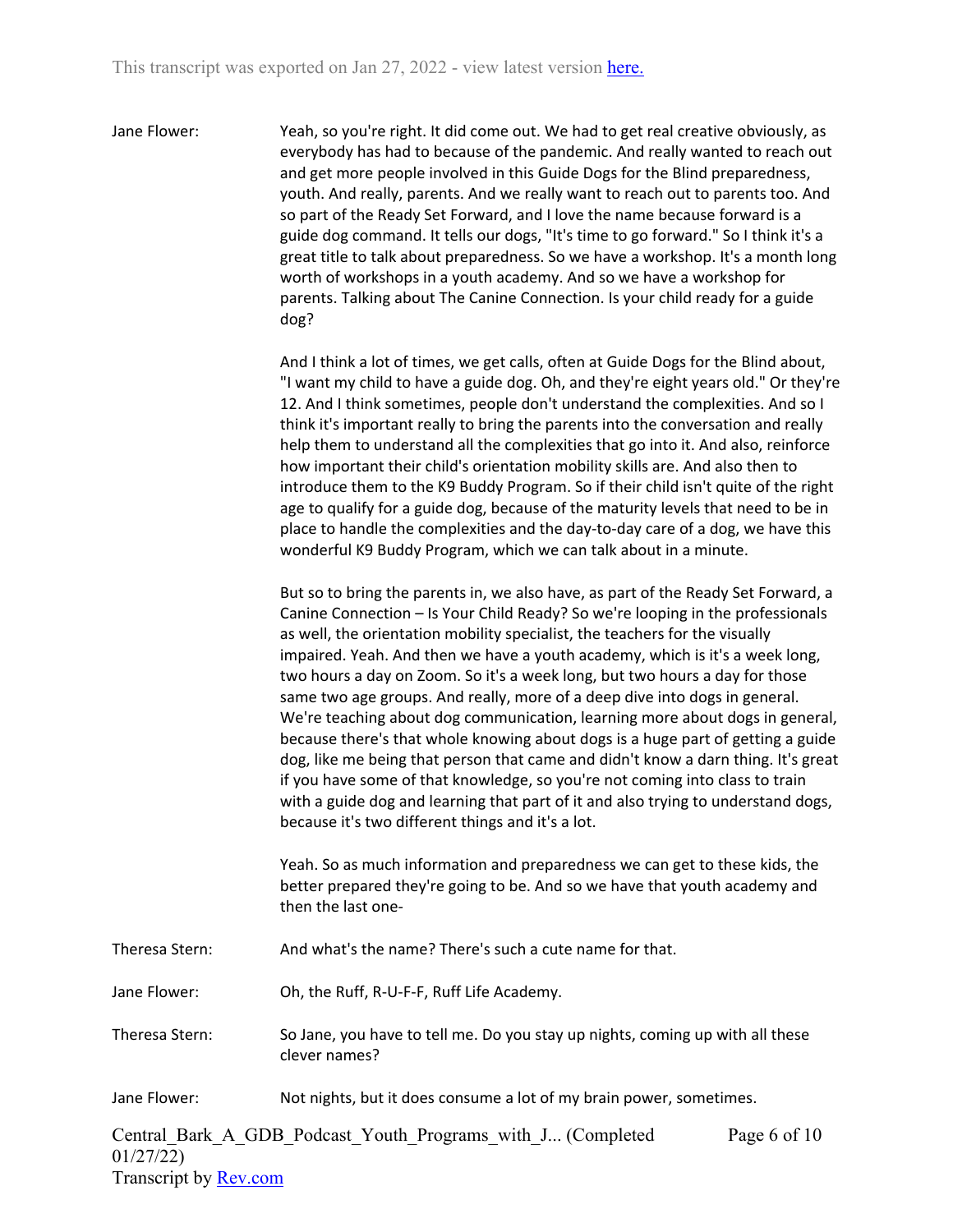Jane Flower: Yeah, so you're right. It did come out. We had to get real creative obviously, as everybody has had to because of the pandemic. And really wanted to reach out and get more people involved in this Guide Dogs for the Blind preparedness, youth. And really, parents. And we really want to reach out to parents too. And so part of the Ready Set Forward, and I love the name because forward is a guide dog command. It tells our dogs, "It's time to go forward." So I think it's a great title to talk about preparedness. So we have a workshop. It's a month long worth of workshops in a youth academy. And so we have a workshop for parents. Talking about The Canine Connection. Is your child ready for a guide dog?

And I think a lot of times, we get calls, often at Guide Dogs for the Blind about, "I want my child to have a guide dog. Oh, and they're eight years old." Or they're 12. And I think sometimes, people don't understand the complexities. And so I think it's important really to bring the parents into the conversation and really help them to understand all the complexities that go into it. And also, reinforce how important their child's orientation mobility skills are. And also then to introduce them to the K9 Buddy Program. So if their child isn't quite of the right age to qualify for a guide dog, because of the maturity levels that need to be in place to handle the complexities and the day-to-day care of a dog, we have this wonderful K9 Buddy Program, which we can talk about in a minute.

But so to bring the parents in, we also have, as part of the Ready Set Forward, a Canine Connection – Is Your Child Ready? So we're looping in the professionals as well, the orientation mobility specialist, the teachers for the visually impaired. Yeah. And then we have a youth academy, which is it's a week long, two hours a day on Zoom. So it's a week long, but two hours a day for those same two age groups. And really, more of a deep dive into dogs in general. We're teaching about dog communication, learning more about dogs in general, because there's that whole knowing about dogs is a huge part of getting a guide dog, like me being that person that came and didn't know a darn thing. It's great if you have some of that knowledge, so you're not coming into class to train with a guide dog and learning that part of it and also trying to understand dogs, because it's two different things and it's a lot.

Yeah. So as much information and preparedness we can get to these kids, the better prepared they're going to be. And so we have that youth academy and then the last one-

Theresa Stern: And what's the name? There's such a cute name for that.

Jane Flower: Oh, the Ruff, R-U-F-F, Ruff Life Academy.

Theresa Stern: So Jane, you have to tell me. Do you stay up nights, coming up with all these clever names?

Jane Flower: Not nights, but it does consume a lot of my brain power, sometimes.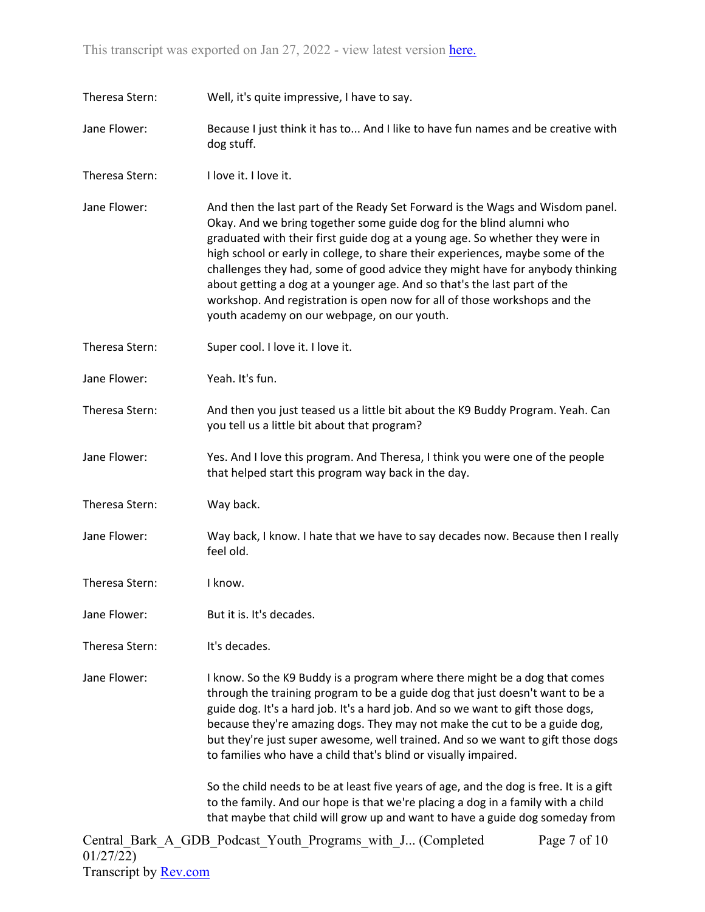Theresa Stern: Well, it's quite impressive, I have to say.

Jane Flower: Because I just think it has to... And I like to have fun names and be creative with dog stuff.

Theresa Stern: I love it. I love it.

Jane Flower: And then the last part of the Ready Set Forward is the Wags and Wisdom panel. Okay. And we bring together some guide dog for the blind alumni who graduated with their first guide dog at a young age. So whether they were in high school or early in college, to share their experiences, maybe some of the challenges they had, some of good advice they might have for anybody thinking about getting a dog at a younger age. And so that's the last part of the workshop. And registration is open now for all of those workshops and the youth academy on our webpage, on our youth.

Theresa Stern: Super cool. I love it. I love it.

Jane Flower: Yeah. It's fun.

Theresa Stern: And then you just teased us a little bit about the K9 Buddy Program. Yeah. Can you tell us a little bit about that program?

Jane Flower: Yes. And I love this program. And Theresa, I think you were one of the people that helped start this program way back in the day.

Theresa Stern: Way back.

Jane Flower: Way back, I know. I hate that we have to say decades now. Because then I really feel old.

Theresa Stern: I know.

Jane Flower: But it is. It's decades.

Theresa Stern: It's decades.

Jane Flower: I know. So the K9 Buddy is a program where there might be a dog that comes through the training program to be a guide dog that just doesn't want to be a guide dog. It's a hard job. It's a hard job. And so we want to gift those dogs, because they're amazing dogs. They may not make the cut to be a guide dog, but they're just super awesome, well trained. And so we want to gift those dogs to families who have a child that's blind or visually impaired.

So the child needs to be at least five years of age, and the dog is free. It is a gift to the family. And our hope is that we're placing a dog in a family with a child that maybe that child will grow up and want to have a guide dog someday from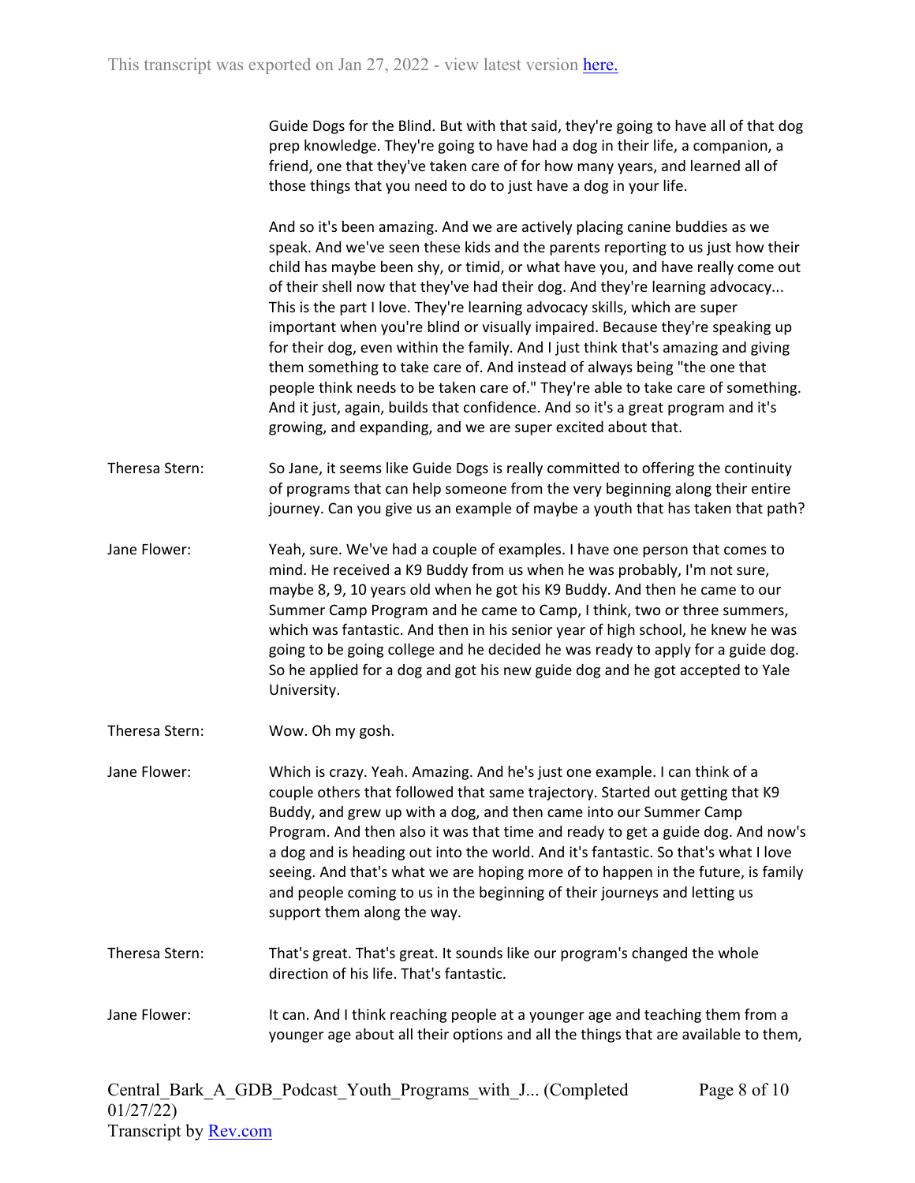Guide Dogs for the Blind. But with that said, they're going to have all of that dog prep knowledge. They're going to have had a dog in their life, a companion, a friend, one that they've taken care of for how many years, and learned all of those things that you need to do to just have a dog in your life.

And so it's been amazing. And we are actively placing canine buddies as we speak. And we've seen these kids and the parents reporting to us just how their child has maybe been shy, or timid, or what have you, and have really come out of their shell now that they've had their dog. And they're learning advocacy... This is the part I love. They're learning advocacy skills, which are super important when you're blind or visually impaired. Because they're speaking up for their dog, even within the family. And I just think that's amazing and giving them something to take care of. And instead of always being "the one that people think needs to be taken care of." They're able to take care of something. And it just, again, builds that confidence. And so it's a great program and it's growing, and expanding, and we are super excited about that.

Theresa Stern: So Jane, it seems like Guide Dogs is really committed to offering the continuity of programs that can help someone from the very beginning along their entire journey. Can you give us an example of maybe a youth that has taken that path?

Jane Flower: Yeah, sure. We've had a couple of examples. I have one person that comes to mind. He received a K9 Buddy from us when he was probably, I'm not sure, maybe 8, 9, 10 years old when he got his K9 Buddy. And then he came to our Summer Camp Program and he came to Camp, I think, two or three summers, which was fantastic. And then in his senior year of high school, he knew he was going to be going college and he decided he was ready to apply for a guide dog. So he applied for a dog and got his new guide dog and he got accepted to Yale University.

Theresa Stern: Wow. Oh my gosh.

Jane Flower: Which is crazy. Yeah. Amazing. And he's just one example. I can think of a couple others that followed that same trajectory. Started out getting that K9 Buddy, and grew up with a dog, and then came into our Summer Camp Program. And then also it was that time and ready to get a guide dog. And now's a dog and is heading out into the world. And it's fantastic. So that's what I love seeing. And that's what we are hoping more of to happen in the future, is family and people coming to us in the beginning of their journeys and letting us support them along the way.

Theresa Stern: That's great. That's great. It sounds like our program's changed the whole direction of his life. That's fantastic.

Jane Flower: It can. And I think reaching people at a younger age and teaching them from a younger age about all their options and all the things that are available to them,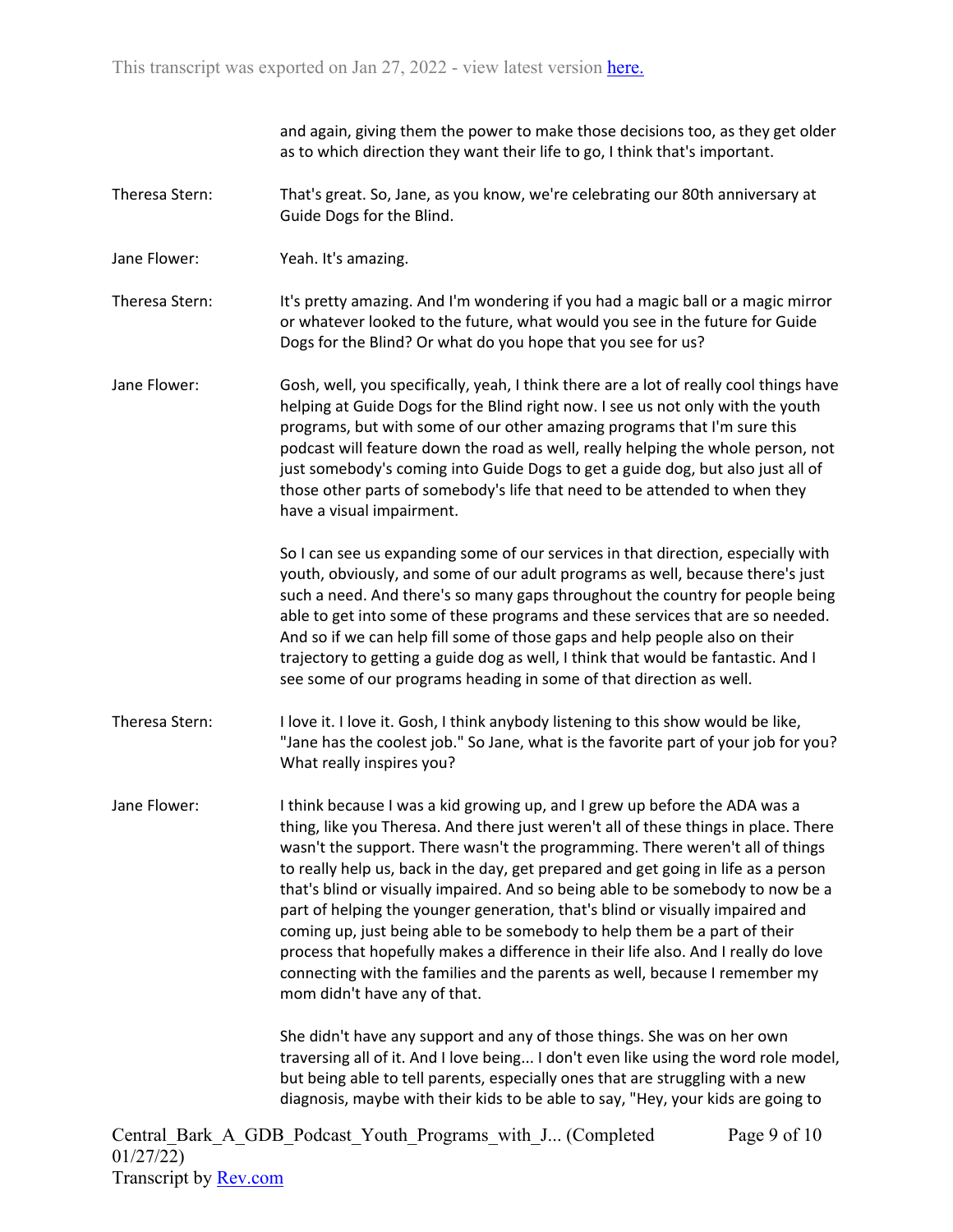and again, giving them the power to make those decisions too, as they get older as to which direction they want their life to go, I think that's important.

Theresa Stern: That's great. So, Jane, as you know, we're celebrating our 80th anniversary at Guide Dogs for the Blind.

Jane Flower: Yeah. It's amazing.

Theresa Stern: It's pretty amazing. And I'm wondering if you had a magic ball or a magic mirror or whatever looked to the future, what would you see in the future for Guide Dogs for the Blind? Or what do you hope that you see for us?

Jane Flower: Gosh, well, you specifically, yeah, I think there are a lot of really cool things have helping at Guide Dogs for the Blind right now. I see us not only with the youth programs, but with some of our other amazing programs that I'm sure this podcast will feature down the road as well, really helping the whole person, not just somebody's coming into Guide Dogs to get a guide dog, but also just all of those other parts of somebody's life that need to be attended to when they have a visual impairment.

So I can see us expanding some of our services in that direction, especially with youth, obviously, and some of our adult programs as well, because there's just such a need. And there's so many gaps throughout the country for people being able to get into some of these programs and these services that are so needed. And so if we can help fill some of those gaps and help people also on their trajectory to getting a guide dog as well, I think that would be fantastic. And I see some of our programs heading in some of that direction as well.

Theresa Stern: I love it. I love it. Gosh, I think anybody listening to this show would be like, "Jane has the coolest job." So Jane, what is the favorite part of your job for you? What really inspires you?

Jane Flower: I think because I was a kid growing up, and I grew up before the ADA was a thing, like you Theresa. And there just weren't all of these things in place. There wasn't the support. There wasn't the programming. There weren't all of things to really help us, back in the day, get prepared and get going in life as a person that's blind or visually impaired. And so being able to be somebody to now be a part of helping the younger generation, that's blind or visually impaired and coming up, just being able to be somebody to help them be a part of their process that hopefully makes a difference in their life also. And I really do love connecting with the families and the parents as well, because I remember my mom didn't have any of that.

She didn't have any support and any of those things. She was on her own traversing all of it. And I love being... I don't even like using the word role model, but being able to tell parents, especially ones that are struggling with a new diagnosis, maybe with their kids to be able to say, "Hey, your kids are going to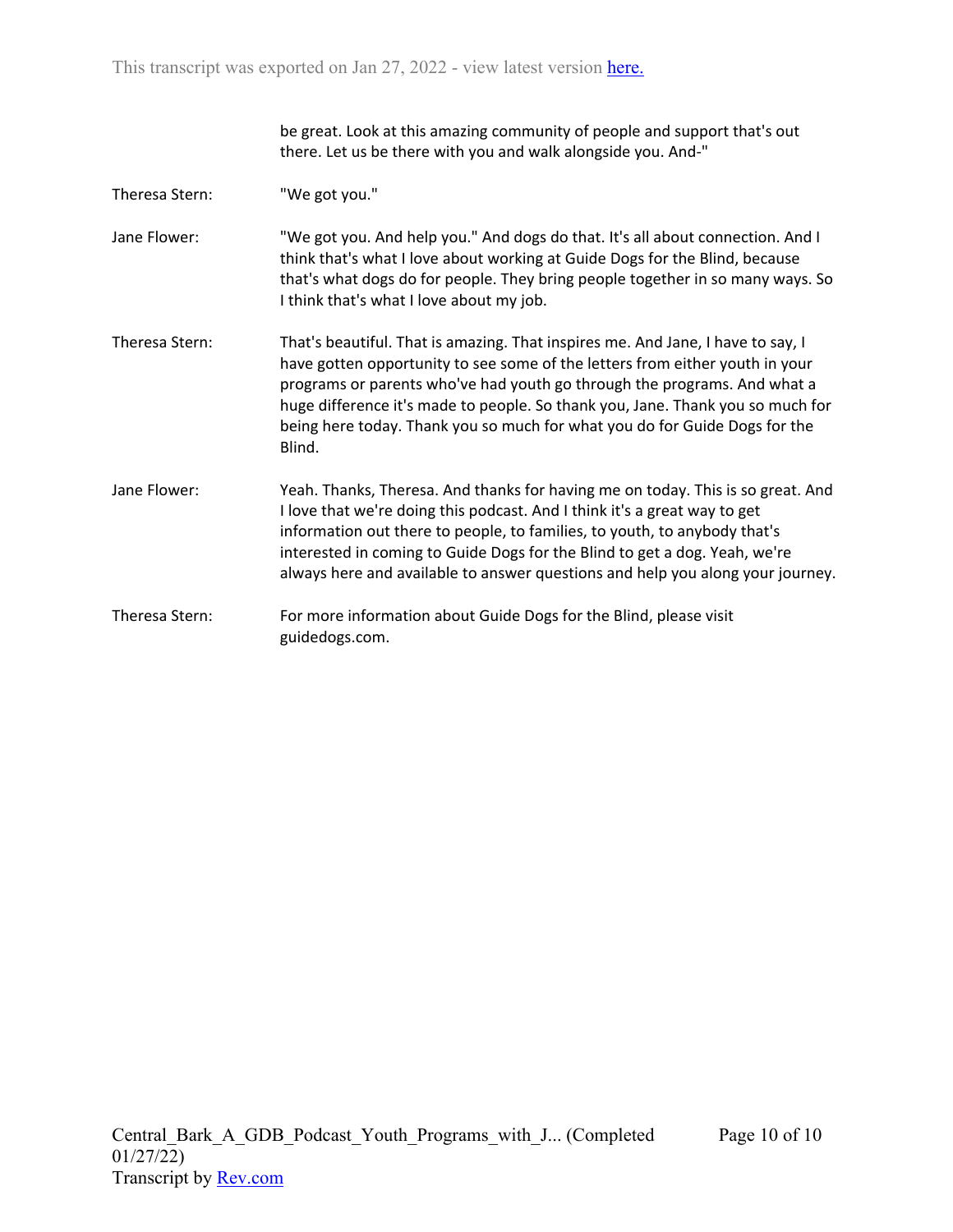be great. Look at this amazing community of people and support that's out there. Let us be there with you and walk alongside you. And-"

Theresa Stern: "We got you."

Jane Flower: "We got you. And help you." And dogs do that. It's all about connection. And I think that's what I love about working at Guide Dogs for the Blind, because that's what dogs do for people. They bring people together in so many ways. So I think that's what I love about my job.

Theresa Stern: That's beautiful. That is amazing. That inspires me. And Jane, I have to say, I have gotten opportunity to see some of the letters from either youth in your programs or parents who've had youth go through the programs. And what a huge difference it's made to people. So thank you, Jane. Thank you so much for being here today. Thank you so much for what you do for Guide Dogs for the Blind.

Jane Flower: Yeah. Thanks, Theresa. And thanks for having me on today. This is so great. And I love that we're doing this podcast. And I think it's a great way to get information out there to people, to families, to youth, to anybody that's interested in coming to Guide Dogs for the Blind to get a dog. Yeah, we're always here and available to answer questions and help you along your journey.

Theresa Stern: For more information about Guide Dogs for the Blind, please visit guidedogs.com.